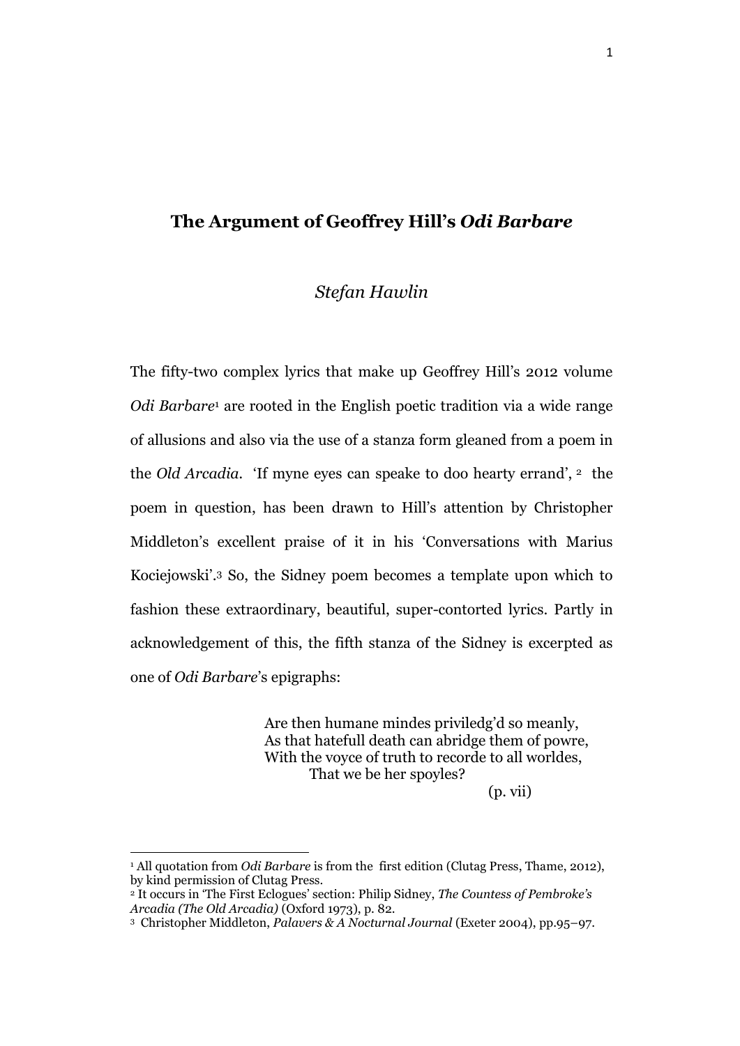# The Argument of Geoffrey Hill's *Odi Barbare*

*Stefan Hawlin*

The fifty-two complex lyrics that make up Geoffrey Hill's 2012 volume *Odi Barbare*[1] are rooted in the English poetic tradition via a wide range of allusions and also via the use of a stanza form gleaned from a poem in the *Old Arcadia*. 'If myne eyes can speake to doo hearty errand', [2] the poem in question, has been drawn to Hill's attention by Christopher Middleton's excellent praise of it in his 'Conversations with Marius Kociejowski'.[3] So, the Sidney poem becomes a template upon which to fashion these extraordinary, beautiful, super-contorted lyrics. Partly in acknowledgement of this, the fifth stanza of the Sidney is excerpted as one of *Odi Barbare*'s epigraphs:

> Are then humane mindes priviledg'd so meanly,
> As that hatefull death can abridge them of powre,
> With the voyce of truth to recorde to all worldes,
> That we be her spoyles?
>
> (p. vii)

---

[1] All quotation from *Odi Barbare* is from the first edition (Clutag Press, Thame, 2012), by kind permission of Clutag Press.

[2] It occurs in 'The First Eclogues' section: Philip Sidney, *The Countess of Pembroke's Arcadia (The Old Arcadia)* (Oxford 1973), p. 82.

[3] Christopher Middleton, *Palavers & A Nocturnal Journal* (Exeter 2004), pp.95–97.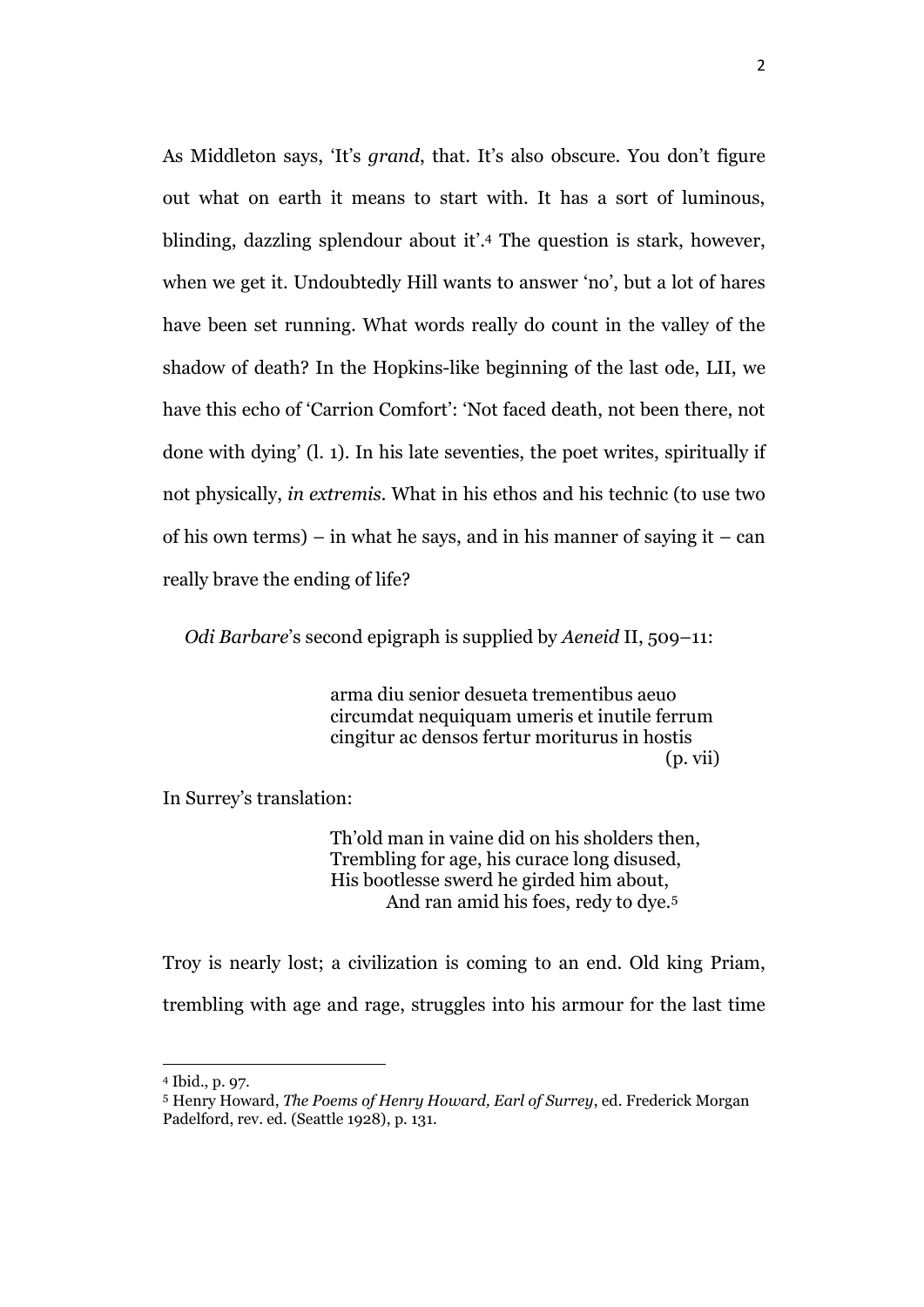As Middleton says, 'It's *grand*, that. It's also obscure. You don't figure out what on earth it means to start with. It has a sort of luminous, blinding, dazzling splendour about it'.[4] The question is stark, however, when we get it. Undoubtedly Hill wants to answer 'no', but a lot of hares have been set running. What words really do count in the valley of the shadow of death? In the Hopkins-like beginning of the last ode, LII, we have this echo of 'Carrion Comfort': 'Not faced death, not been there, not done with dying' (l. 1). In his late seventies, the poet writes, spiritually if not physically, *in extremis*. What in his ethos and his technic (to use two of his own terms) – in what he says, and in his manner of saying it – can really brave the ending of life?

*Odi Barbare*'s second epigraph is supplied by *Aeneid* II, 509–11:

> arma diu senior desueta trementibus aeuo
> circumdat nequiquam umeris et inutile ferrum
> cingitur ac densos fertur moriturus in hostis
> (p. vii)

In Surrey's translation:

> Th'old man in vaine did on his sholders then,
> Trembling for age, his curace long disused,
> His bootlesse swerd he girded him about,
> And ran amid his foes, redy to dye.[5]

Troy is nearly lost; a civilization is coming to an end. Old king Priam, trembling with age and rage, struggles into his armour for the last time

---

[4] Ibid., p. 97.

[5] Henry Howard, *The Poems of Henry Howard, Earl of Surrey*, ed. Frederick Morgan Padelford, rev. ed. (Seattle 1928), p. 131.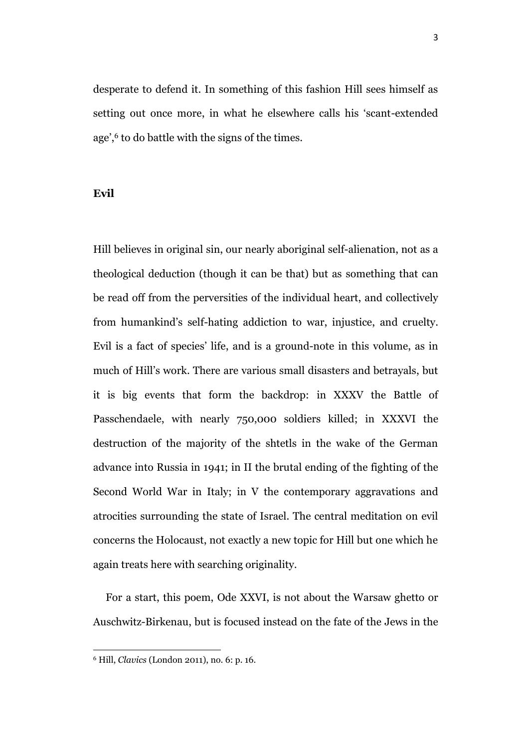desperate to defend it. In something of this fashion Hill sees himself as setting out once more, in what he elsewhere calls his 'scant-extended age',[6] to do battle with the signs of the times.

## Evil

Hill believes in original sin, our nearly aboriginal self-alienation, not as a theological deduction (though it can be that) but as something that can be read off from the perversities of the individual heart, and collectively from humankind's self-hating addiction to war, injustice, and cruelty. Evil is a fact of species' life, and is a ground-note in this volume, as in much of Hill's work. There are various small disasters and betrayals, but it is big events that form the backdrop: in XXXV the Battle of Passchendaele, with nearly 750,000 soldiers killed; in XXXVI the destruction of the majority of the shtetls in the wake of the German advance into Russia in 1941; in II the brutal ending of the fighting of the Second World War in Italy; in V the contemporary aggravations and atrocities surrounding the state of Israel. The central meditation on evil concerns the Holocaust, not exactly a new topic for Hill but one which he again treats here with searching originality.

For a start, this poem, Ode XXVI, is not about the Warsaw ghetto or Auschwitz-Birkenau, but is focused instead on the fate of the Jews in the

---

[6] Hill, *Clavics* (London 2011), no. 6: p. 16.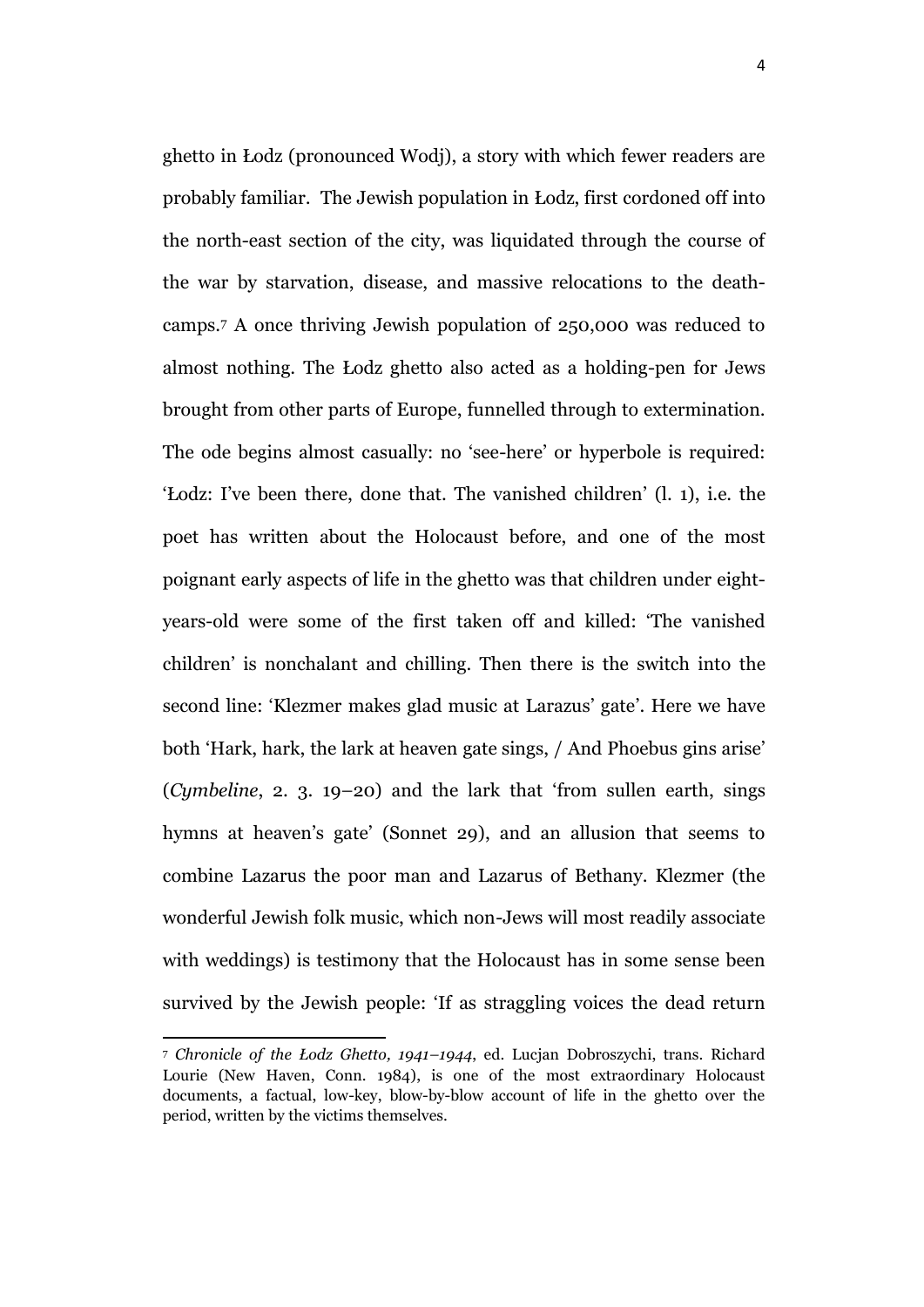ghetto in Łodz (pronounced Wodj), a story with which fewer readers are probably familiar. The Jewish population in Łodz, first cordoned off into the north-east section of the city, was liquidated through the course of the war by starvation, disease, and massive relocations to the death-camps.[7] A once thriving Jewish population of 250,000 was reduced to almost nothing. The Łodz ghetto also acted as a holding-pen for Jews brought from other parts of Europe, funnelled through to extermination. The ode begins almost casually: no 'see-here' or hyperbole is required: 'Łodz: I've been there, done that. The vanished children' (l. 1), i.e. the poet has written about the Holocaust before, and one of the most poignant early aspects of life in the ghetto was that children under eight-years-old were some of the first taken off and killed: 'The vanished children' is nonchalant and chilling. Then there is the switch into the second line: 'Klezmer makes glad music at Larazus' gate'. Here we have both 'Hark, hark, the lark at heaven gate sings, / And Phoebus gins arise' (*Cymbeline*, 2. 3. 19–20) and the lark that 'from sullen earth, sings hymns at heaven's gate' (Sonnet 29), and an allusion that seems to combine Lazarus the poor man and Lazarus of Bethany. Klezmer (the wonderful Jewish folk music, which non-Jews will most readily associate with weddings) is testimony that the Holocaust has in some sense been survived by the Jewish people: 'If as straggling voices the dead return

[7] *Chronicle of the Łodz Ghetto, 1941–1944*, ed. Lucjan Dobroszychi, trans. Richard Lourie (New Haven, Conn. 1984), is one of the most extraordinary Holocaust documents, a factual, low-key, blow-by-blow account of life in the ghetto over the period, written by the victims themselves.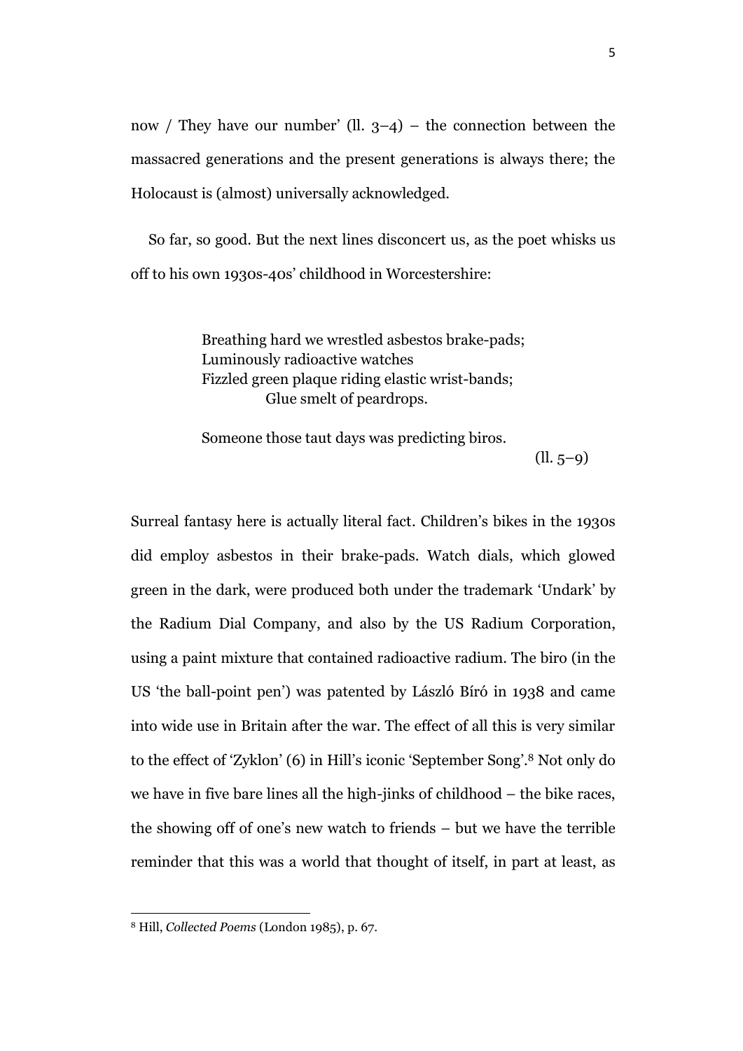now / They have our number' (ll. 3–4) – the connection between the massacred generations and the present generations is always there; the Holocaust is (almost) universally acknowledged.

So far, so good. But the next lines disconcert us, as the poet whisks us off to his own 1930s-40s' childhood in Worcestershire:

> Breathing hard we wrestled asbestos brake-pads;
> Luminously radioactive watches
> Fizzled green plaque riding elastic wrist-bands;
>             Glue smelt of peardrops.
>
> Someone those taut days was predicting biros.
>
> (ll. 5–9)

Surreal fantasy here is actually literal fact. Children's bikes in the 1930s did employ asbestos in their brake-pads. Watch dials, which glowed green in the dark, were produced both under the trademark 'Undark' by the Radium Dial Company, and also by the US Radium Corporation, using a paint mixture that contained radioactive radium. The biro (in the US 'the ball-point pen') was patented by László Bíró in 1938 and came into wide use in Britain after the war. The effect of all this is very similar to the effect of 'Zyklon' (6) in Hill's iconic 'September Song'.[8] Not only do we have in five bare lines all the high-jinks of childhood – the bike races, the showing off of one's new watch to friends – but we have the terrible reminder that this was a world that thought of itself, in part at least, as

[8] Hill, *Collected Poems* (London 1985), p. 67.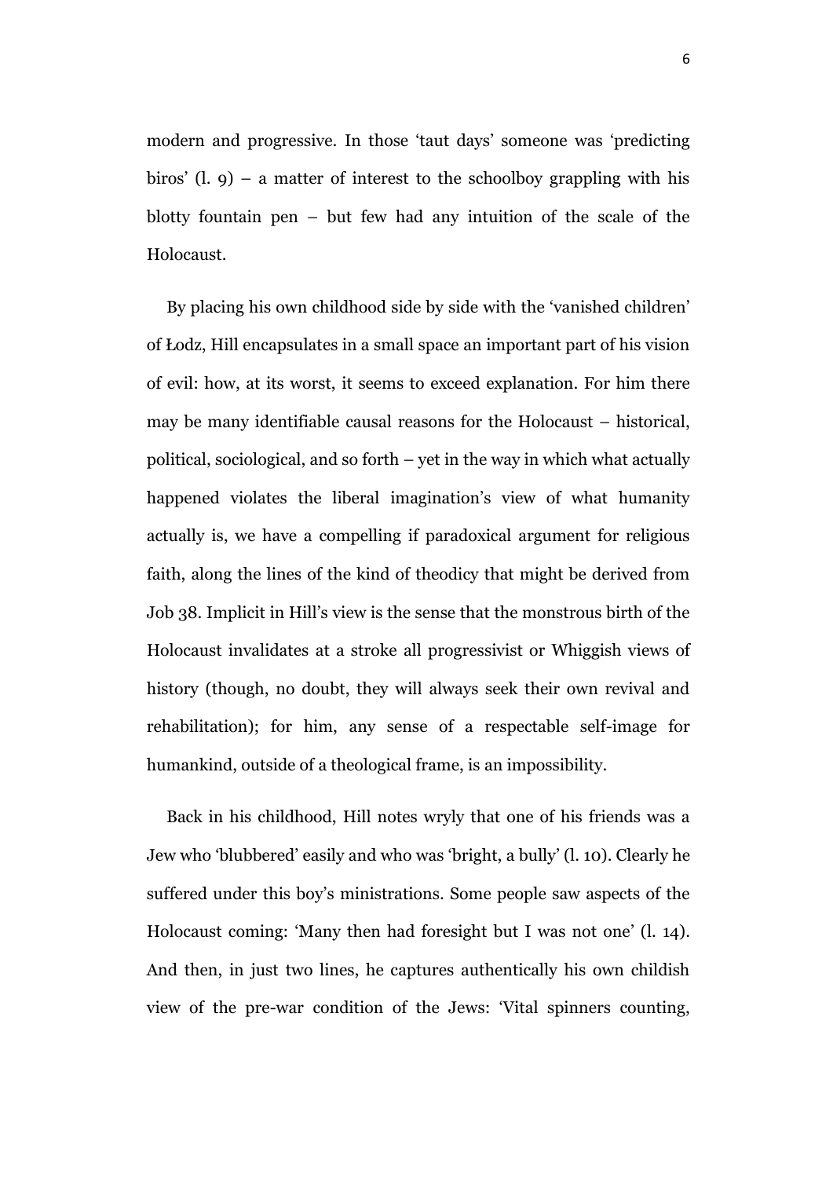modern and progressive. In those 'taut days' someone was 'predicting biros' (l. 9) – a matter of interest to the schoolboy grappling with his blotty fountain pen – but few had any intuition of the scale of the Holocaust.

By placing his own childhood side by side with the 'vanished children' of Łodz, Hill encapsulates in a small space an important part of his vision of evil: how, at its worst, it seems to exceed explanation. For him there may be many identifiable causal reasons for the Holocaust – historical, political, sociological, and so forth – yet in the way in which what actually happened violates the liberal imagination's view of what humanity actually is, we have a compelling if paradoxical argument for religious faith, along the lines of the kind of theodicy that might be derived from Job 38. Implicit in Hill's view is the sense that the monstrous birth of the Holocaust invalidates at a stroke all progressivist or Whiggish views of history (though, no doubt, they will always seek their own revival and rehabilitation); for him, any sense of a respectable self-image for humankind, outside of a theological frame, is an impossibility.

Back in his childhood, Hill notes wryly that one of his friends was a Jew who 'blubbered' easily and who was 'bright, a bully' (l. 10). Clearly he suffered under this boy's ministrations. Some people saw aspects of the Holocaust coming: 'Many then had foresight but I was not one' (l. 14). And then, in just two lines, he captures authentically his own childish view of the pre-war condition of the Jews: 'Vital spinners counting,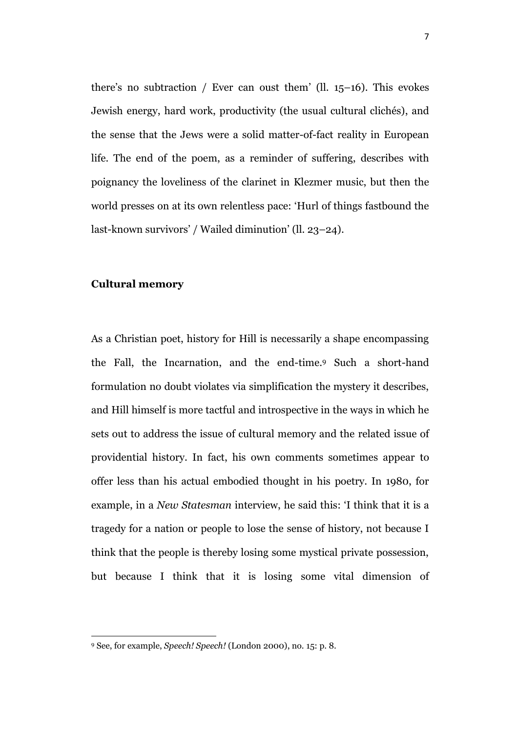there's no subtraction / Ever can oust them' (ll. 15–16). This evokes Jewish energy, hard work, productivity (the usual cultural clichés), and the sense that the Jews were a solid matter-of-fact reality in European life. The end of the poem, as a reminder of suffering, describes with poignancy the loveliness of the clarinet in Klezmer music, but then the world presses on at its own relentless pace: 'Hurl of things fastbound the last-known survivors' / Wailed diminution' (ll. 23–24).

## Cultural memory

As a Christian poet, history for Hill is necessarily a shape encompassing the Fall, the Incarnation, and the end-time.[9] Such a short-hand formulation no doubt violates via simplification the mystery it describes, and Hill himself is more tactful and introspective in the ways in which he sets out to address the issue of cultural memory and the related issue of providential history. In fact, his own comments sometimes appear to offer less than his actual embodied thought in his poetry. In 1980, for example, in a *New Statesman* interview, he said this: 'I think that it is a tragedy for a nation or people to lose the sense of history, not because I think that the people is thereby losing some mystical private possession, but because I think that it is losing some vital dimension of

---

[9] See, for example, *Speech! Speech!* (London 2000), no. 15: p. 8.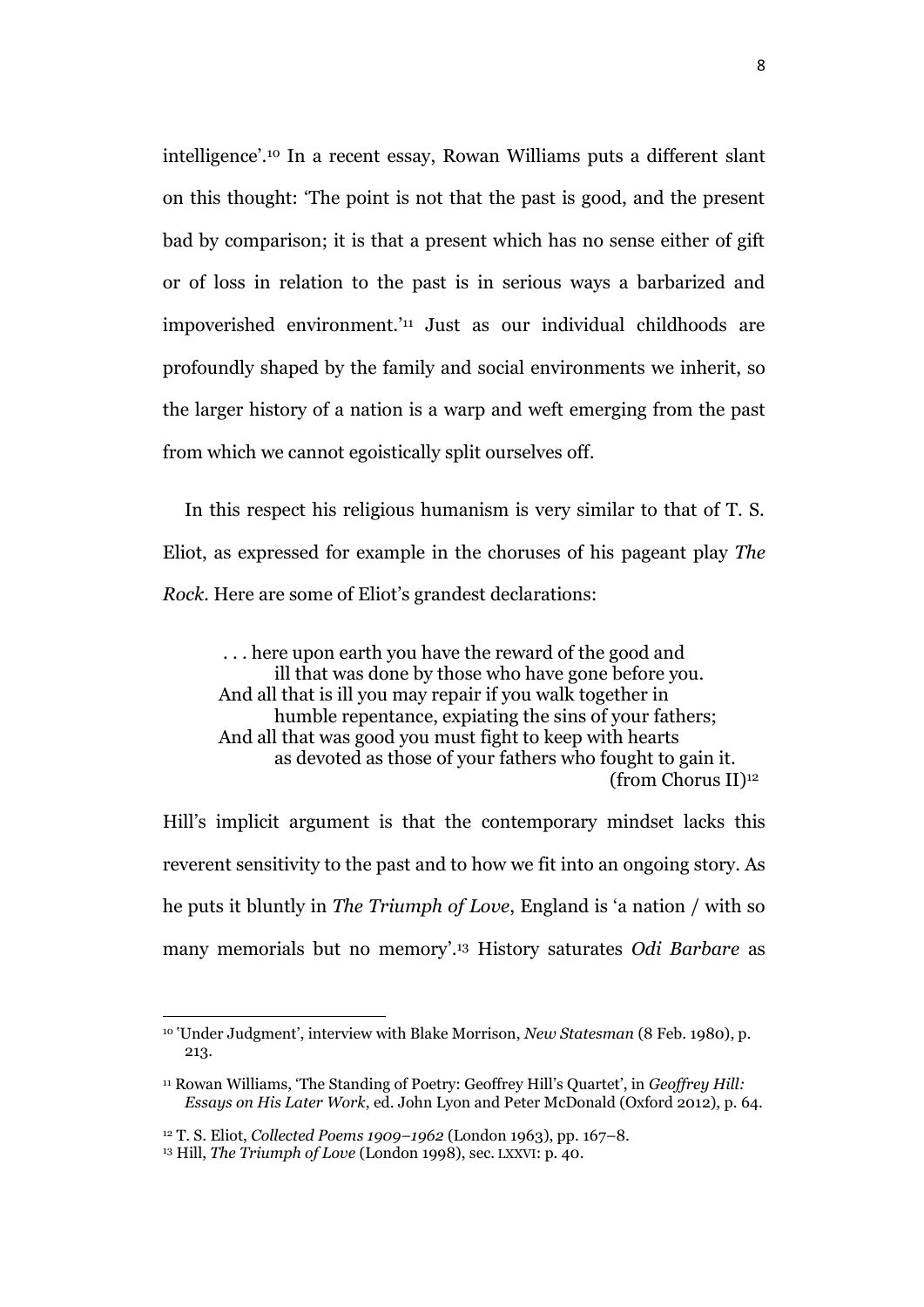intelligence'.[10] In a recent essay, Rowan Williams puts a different slant on this thought: 'The point is not that the past is good, and the present bad by comparison; it is that a present which has no sense either of gift or of loss in relation to the past is in serious ways a barbarized and impoverished environment.'[11] Just as our individual childhoods are profoundly shaped by the family and social environments we inherit, so the larger history of a nation is a warp and weft emerging from the past from which we cannot egoistically split ourselves off.

In this respect his religious humanism is very similar to that of T. S. Eliot, as expressed for example in the choruses of his pageant play *The Rock*. Here are some of Eliot's grandest declarations:

> . . . here upon earth you have the reward of the good and
> ill that was done by those who have gone before you.
> And all that is ill you may repair if you walk together in
> humble repentance, expiating the sins of your fathers;
> And all that was good you must fight to keep with hearts
> as devoted as those of your fathers who fought to gain it.
> (from Chorus II)[12]

Hill's implicit argument is that the contemporary mindset lacks this reverent sensitivity to the past and to how we fit into an ongoing story. As he puts it bluntly in *The Triumph of Love*, England is 'a nation / with so many memorials but no memory'.[13] History saturates *Odi Barbare* as

---

[10] 'Under Judgment', interview with Blake Morrison, *New Statesman* (8 Feb. 1980), p. 213.

[11] Rowan Williams, 'The Standing of Poetry: Geoffrey Hill's Quartet', in *Geoffrey Hill: Essays on His Later Work*, ed. John Lyon and Peter McDonald (Oxford 2012), p. 64.

[12] T. S. Eliot, *Collected Poems 1909–1962* (London 1963), pp. 167–8.

[13] Hill, *The Triumph of Love* (London 1998), sec. LXXVI: p. 40.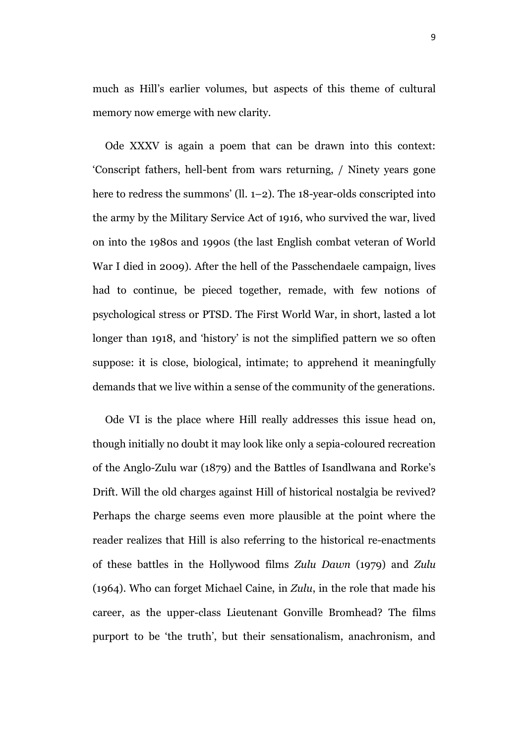much as Hill's earlier volumes, but aspects of this theme of cultural memory now emerge with new clarity.

Ode XXXV is again a poem that can be drawn into this context: 'Conscript fathers, hell-bent from wars returning, / Ninety years gone here to redress the summons' (ll. 1–2). The 18-year-olds conscripted into the army by the Military Service Act of 1916, who survived the war, lived on into the 1980s and 1990s (the last English combat veteran of World War I died in 2009). After the hell of the Passchendaele campaign, lives had to continue, be pieced together, remade, with few notions of psychological stress or PTSD. The First World War, in short, lasted a lot longer than 1918, and 'history' is not the simplified pattern we so often suppose: it is close, biological, intimate; to apprehend it meaningfully demands that we live within a sense of the community of the generations.

Ode VI is the place where Hill really addresses this issue head on, though initially no doubt it may look like only a sepia-coloured recreation of the Anglo-Zulu war (1879) and the Battles of Isandlwana and Rorke's Drift. Will the old charges against Hill of historical nostalgia be revived? Perhaps the charge seems even more plausible at the point where the reader realizes that Hill is also referring to the historical re-enactments of these battles in the Hollywood films *Zulu Dawn* (1979) and *Zulu* (1964). Who can forget Michael Caine, in *Zulu*, in the role that made his career, as the upper-class Lieutenant Gonville Bromhead? The films purport to be 'the truth', but their sensationalism, anachronism, and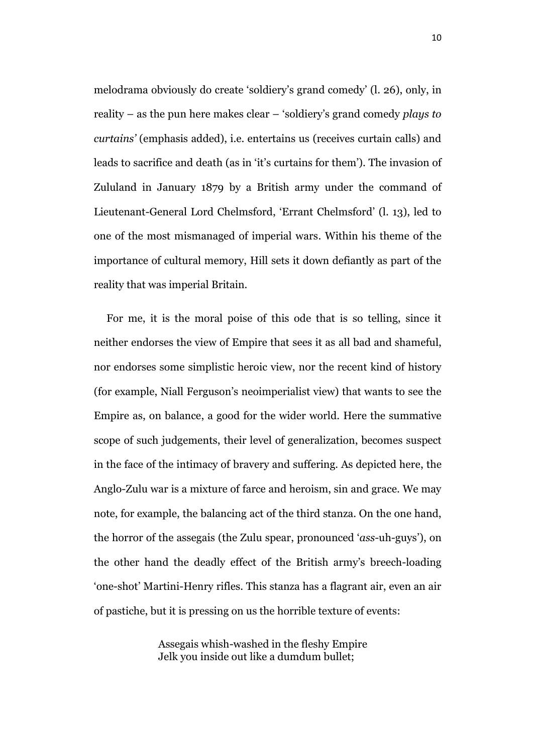melodrama obviously do create 'soldiery's grand comedy' (l. 26), only, in reality – as the pun here makes clear – 'soldiery's grand comedy *plays to curtains'* (emphasis added), i.e. entertains us (receives curtain calls) and leads to sacrifice and death (as in 'it's curtains for them'). The invasion of Zululand in January 1879 by a British army under the command of Lieutenant-General Lord Chelmsford, 'Errant Chelmsford' (l. 13), led to one of the most mismanaged of imperial wars. Within his theme of the importance of cultural memory, Hill sets it down defiantly as part of the reality that was imperial Britain.

For me, it is the moral poise of this ode that is so telling, since it neither endorses the view of Empire that sees it as all bad and shameful, nor endorses some simplistic heroic view, nor the recent kind of history (for example, Niall Ferguson's neoimperialist view) that wants to see the Empire as, on balance, a good for the wider world. Here the summative scope of such judgements, their level of generalization, becomes suspect in the face of the intimacy of bravery and suffering. As depicted here, the Anglo-Zulu war is a mixture of farce and heroism, sin and grace. We may note, for example, the balancing act of the third stanza. On the one hand, the horror of the assegais (the Zulu spear, pronounced '*ass*-uh-guys'), on the other hand the deadly effect of the British army's breech-loading 'one-shot' Martini-Henry rifles. This stanza has a flagrant air, even an air of pastiche, but it is pressing on us the horrible texture of events:

> Assegais whish-washed in the fleshy Empire
> Jelk you inside out like a dumdum bullet;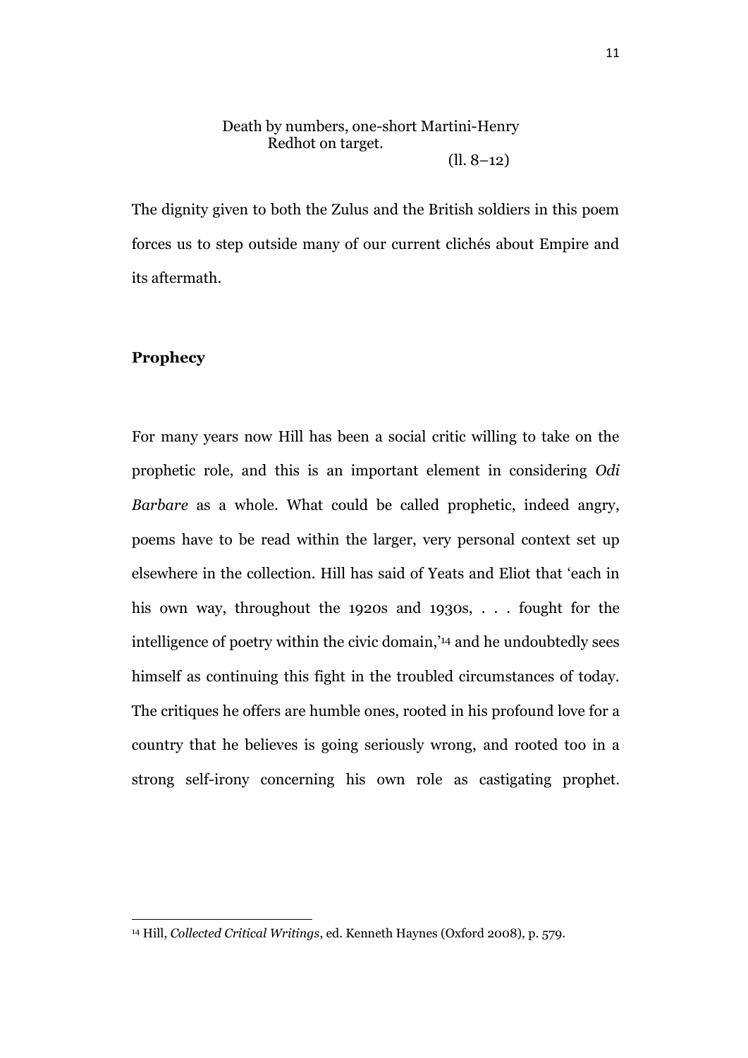Death by numbers, one-short Martini-Henry
  Redhot on target.
(ll. 8–12)

The dignity given to both the Zulus and the British soldiers in this poem forces us to step outside many of our current clichés about Empire and its aftermath.

**Prophecy**

For many years now Hill has been a social critic willing to take on the prophetic role, and this is an important element in considering *Odi Barbare* as a whole. What could be called prophetic, indeed angry, poems have to be read within the larger, very personal context set up elsewhere in the collection. Hill has said of Yeats and Eliot that 'each in his own way, throughout the 1920s and 1930s, . . . fought for the intelligence of poetry within the civic domain,'[14] and he undoubtedly sees himself as continuing this fight in the troubled circumstances of today. The critiques he offers are humble ones, rooted in his profound love for a country that he believes is going seriously wrong, and rooted too in a strong self-irony concerning his own role as castigating prophet.

[14] Hill, *Collected Critical Writings*, ed. Kenneth Haynes (Oxford 2008), p. 579.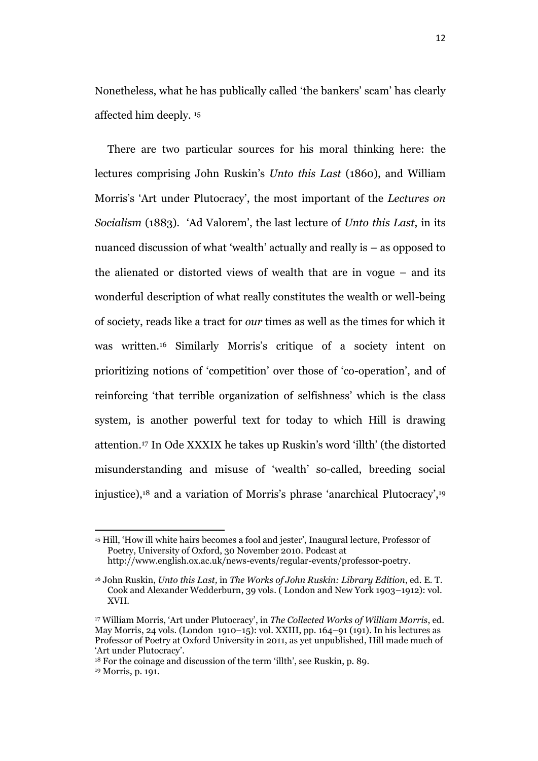Nonetheless, what he has publically called 'the bankers' scam' has clearly affected him deeply. [15]

There are two particular sources for his moral thinking here: the lectures comprising John Ruskin's *Unto this Last* (1860), and William Morris's 'Art under Plutocracy', the most important of the *Lectures on Socialism* (1883). 'Ad Valorem', the last lecture of *Unto this Last*, in its nuanced discussion of what 'wealth' actually and really is – as opposed to the alienated or distorted views of wealth that are in vogue – and its wonderful description of what really constitutes the wealth or well-being of society, reads like a tract for *our* times as well as the times for which it was written.[16] Similarly Morris's critique of a society intent on prioritizing notions of 'competition' over those of 'co-operation', and of reinforcing 'that terrible organization of selfishness' which is the class system, is another powerful text for today to which Hill is drawing attention.[17] In Ode XXXIX he takes up Ruskin's word 'illth' (the distorted misunderstanding and misuse of 'wealth' so-called, breeding social injustice),[18] and a variation of Morris's phrase 'anarchical Plutocracy',[19]

---

[15] Hill, 'How ill white hairs becomes a fool and jester', Inaugural lecture, Professor of Poetry, University of Oxford, 30 November 2010. Podcast at http://www.english.ox.ac.uk/news-events/regular-events/professor-poetry.

[16] John Ruskin, *Unto this Last,* in *The Works of John Ruskin: Library Edition*, ed. E. T. Cook and Alexander Wedderburn, 39 vols. ( London and New York 1903–1912): vol. XVII.

[17] William Morris, 'Art under Plutocracy', in *The Collected Works of William Morris*, ed. May Morris, 24 vols. (London 1910–15): vol. XXIII, pp. 164–91 (191). In his lectures as Professor of Poetry at Oxford University in 2011, as yet unpublished, Hill made much of 'Art under Plutocracy'.

[18] For the coinage and discussion of the term 'illth', see Ruskin, p. 89.

[19] Morris, p. 191.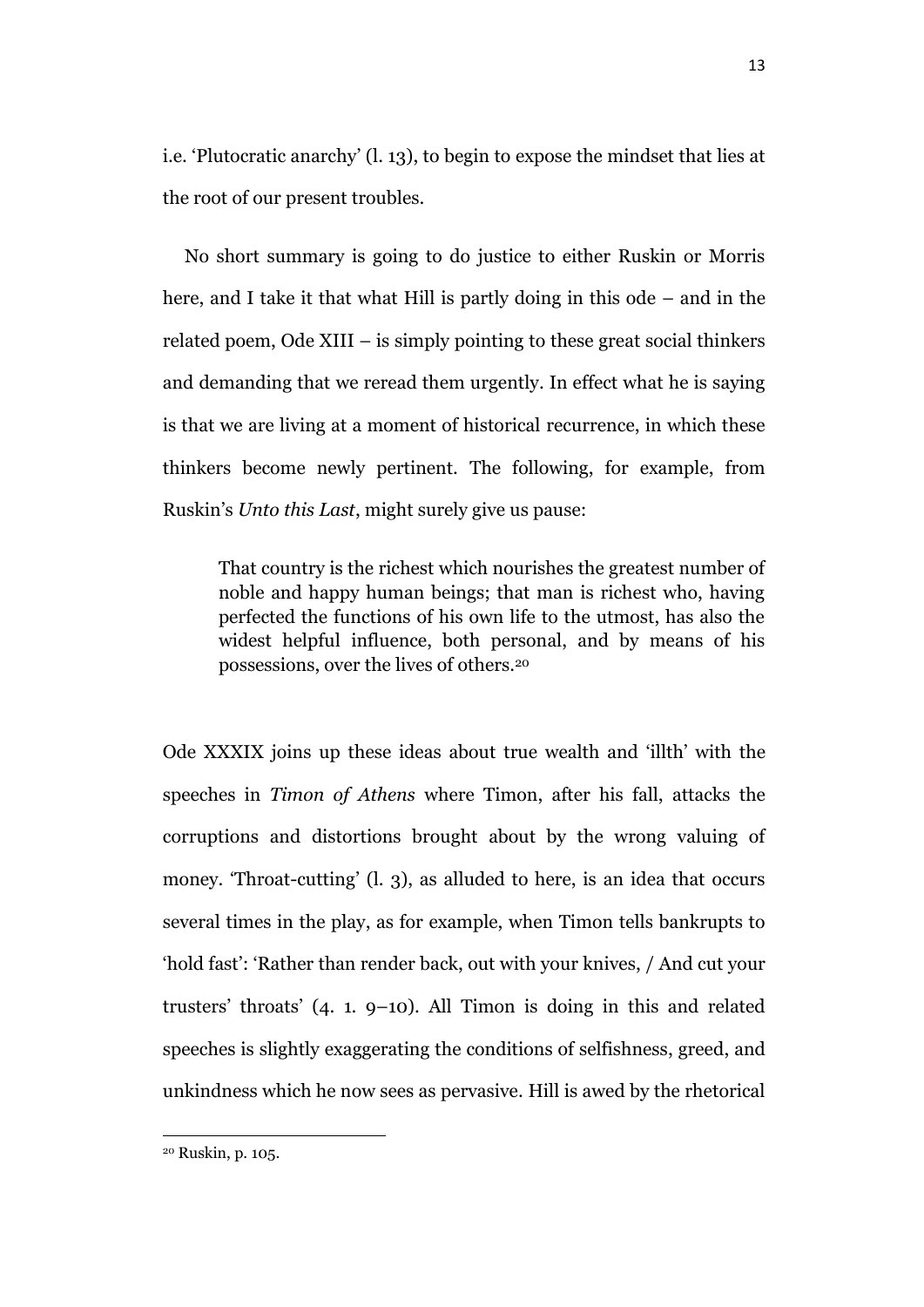i.e. 'Plutocratic anarchy' (l. 13), to begin to expose the mindset that lies at the root of our present troubles.

No short summary is going to do justice to either Ruskin or Morris here, and I take it that what Hill is partly doing in this ode – and in the related poem, Ode XIII – is simply pointing to these great social thinkers and demanding that we reread them urgently. In effect what he is saying is that we are living at a moment of historical recurrence, in which these thinkers become newly pertinent. The following, for example, from Ruskin's *Unto this Last*, might surely give us pause:

> That country is the richest which nourishes the greatest number of noble and happy human beings; that man is richest who, having perfected the functions of his own life to the utmost, has also the widest helpful influence, both personal, and by means of his possessions, over the lives of others.[20]

Ode XXXIX joins up these ideas about true wealth and 'illth' with the speeches in *Timon of Athens* where Timon, after his fall, attacks the corruptions and distortions brought about by the wrong valuing of money. 'Throat-cutting' (l. 3), as alluded to here, is an idea that occurs several times in the play, as for example, when Timon tells bankrupts to 'hold fast': 'Rather than render back, out with your knives, / And cut your trusters' throats' (4. 1. 9–10). All Timon is doing in this and related speeches is slightly exaggerating the conditions of selfishness, greed, and unkindness which he now sees as pervasive. Hill is awed by the rhetorical

[20] Ruskin, p. 105.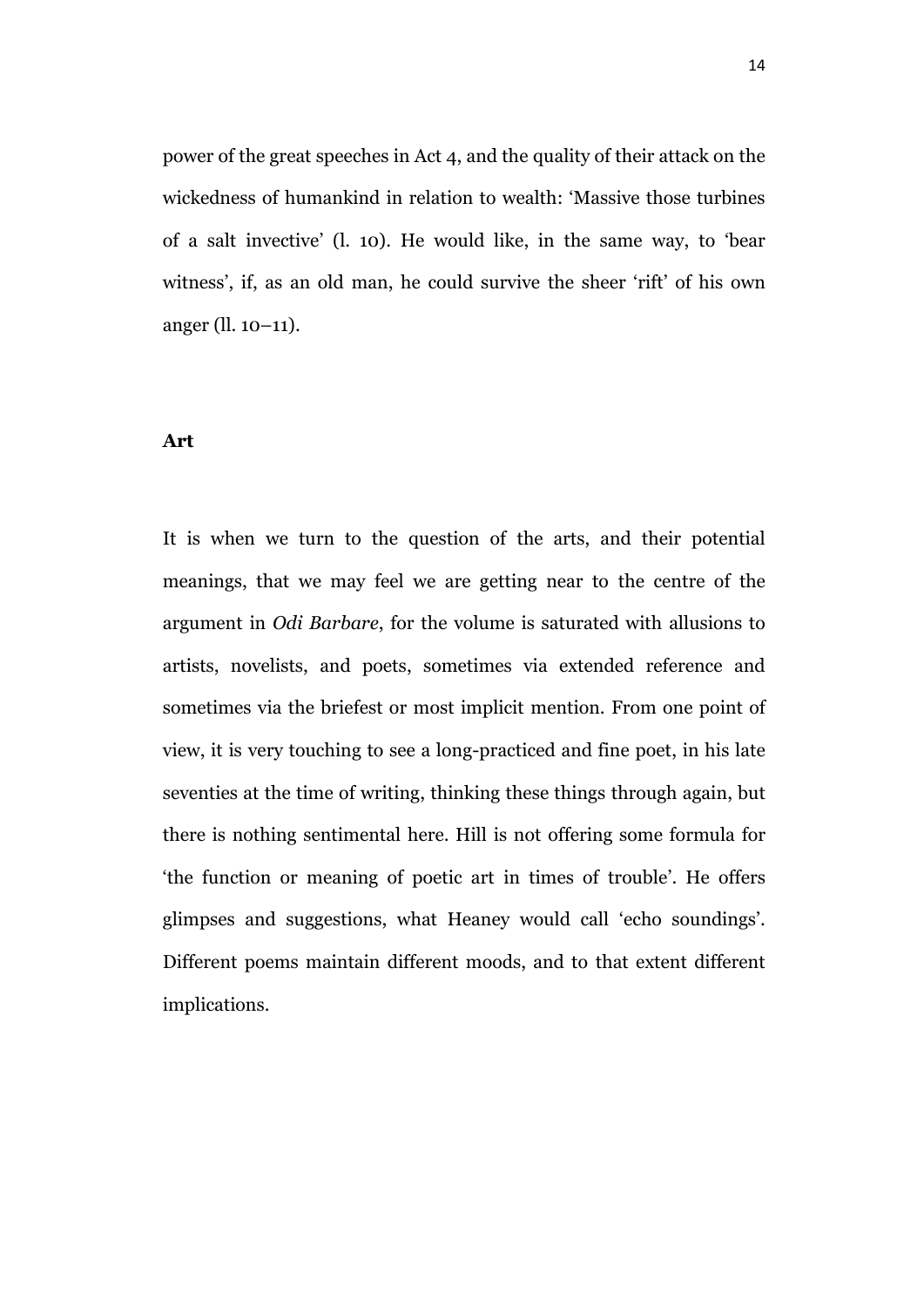power of the great speeches in Act 4, and the quality of their attack on the wickedness of humankind in relation to wealth: 'Massive those turbines of a salt invective' (l. 10). He would like, in the same way, to 'bear witness', if, as an old man, he could survive the sheer 'rift' of his own anger (ll. 10–11).

## Art

It is when we turn to the question of the arts, and their potential meanings, that we may feel we are getting near to the centre of the argument in *Odi Barbare*, for the volume is saturated with allusions to artists, novelists, and poets, sometimes via extended reference and sometimes via the briefest or most implicit mention. From one point of view, it is very touching to see a long-practiced and fine poet, in his late seventies at the time of writing, thinking these things through again, but there is nothing sentimental here. Hill is not offering some formula for 'the function or meaning of poetic art in times of trouble'. He offers glimpses and suggestions, what Heaney would call 'echo soundings'. Different poems maintain different moods, and to that extent different implications.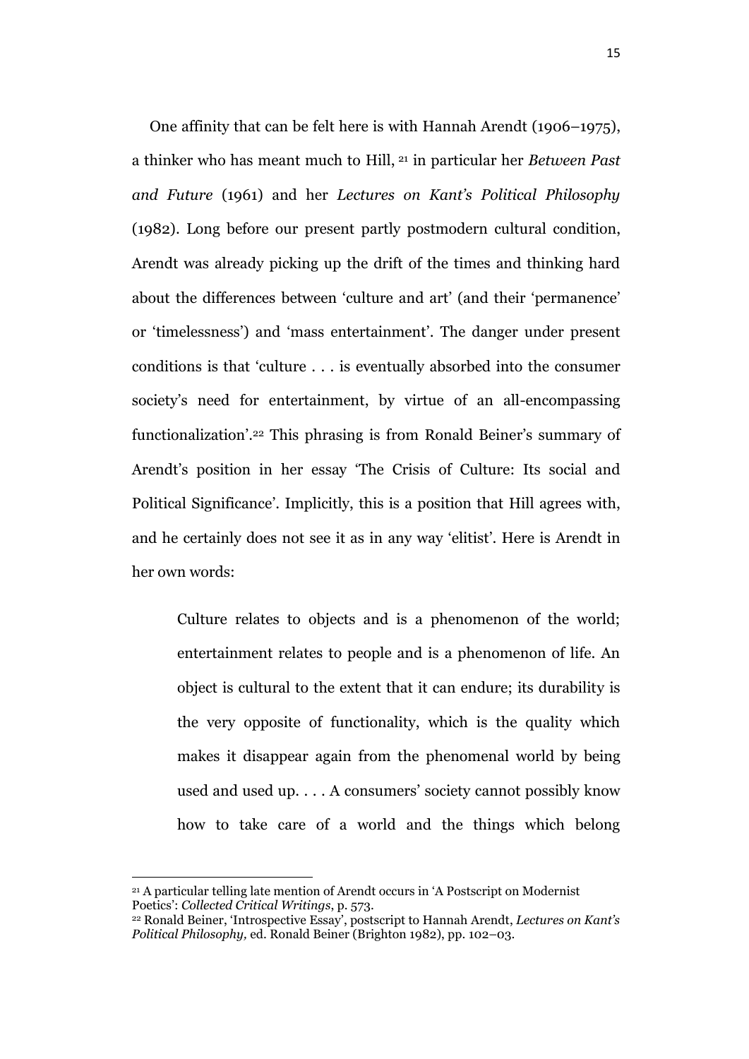One affinity that can be felt here is with Hannah Arendt (1906–1975), a thinker who has meant much to Hill, [21] in particular her *Between Past and Future* (1961) and her *Lectures on Kant's Political Philosophy* (1982). Long before our present partly postmodern cultural condition, Arendt was already picking up the drift of the times and thinking hard about the differences between 'culture and art' (and their 'permanence' or 'timelessness') and 'mass entertainment'. The danger under present conditions is that 'culture . . . is eventually absorbed into the consumer society's need for entertainment, by virtue of an all-encompassing functionalization'.[22] This phrasing is from Ronald Beiner's summary of Arendt's position in her essay 'The Crisis of Culture: Its social and Political Significance'. Implicitly, this is a position that Hill agrees with, and he certainly does not see it as in any way 'elitist'. Here is Arendt in her own words:

> Culture relates to objects and is a phenomenon of the world; entertainment relates to people and is a phenomenon of life. An object is cultural to the extent that it can endure; its durability is the very opposite of functionality, which is the quality which makes it disappear again from the phenomenal world by being used and used up. . . . A consumers' society cannot possibly know how to take care of a world and the things which belong

---

[21] A particular telling late mention of Arendt occurs in 'A Postscript on Modernist Poetics': *Collected Critical Writings*, p. 573.

[22] Ronald Beiner, 'Introspective Essay', postscript to Hannah Arendt, *Lectures on Kant's Political Philosophy,* ed. Ronald Beiner (Brighton 1982), pp. 102–03.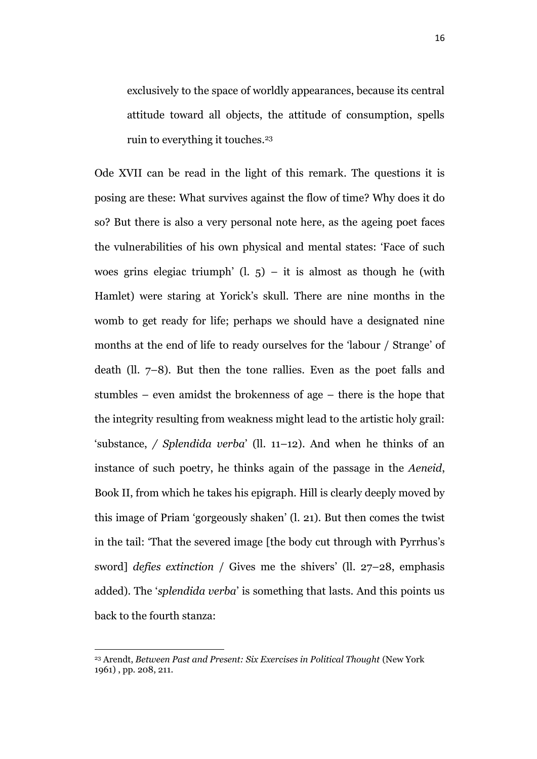> exclusively to the space of worldly appearances, because its central attitude toward all objects, the attitude of consumption, spells ruin to everything it touches.[23]

Ode XVII can be read in the light of this remark. The questions it is posing are these: What survives against the flow of time? Why does it do so? But there is also a very personal note here, as the ageing poet faces the vulnerabilities of his own physical and mental states: 'Face of such woes grins elegiac triumph' (l. 5) – it is almost as though he (with Hamlet) were staring at Yorick's skull. There are nine months in the womb to get ready for life; perhaps we should have a designated nine months at the end of life to ready ourselves for the 'labour / Strange' of death (ll. 7–8). But then the tone rallies. Even as the poet falls and stumbles – even amidst the brokenness of age – there is the hope that the integrity resulting from weakness might lead to the artistic holy grail: 'substance, / *Splendida verba*' (ll. 11–12). And when he thinks of an instance of such poetry, he thinks again of the passage in the *Aeneid*, Book II, from which he takes his epigraph. Hill is clearly deeply moved by this image of Priam 'gorgeously shaken' (l. 21). But then comes the twist in the tail: 'That the severed image [the body cut through with Pyrrhus's sword] *defies extinction* / Gives me the shivers' (ll. 27–28, emphasis added). The '*splendida verba*' is something that lasts. And this points us back to the fourth stanza:

---

[23] Arendt, *Between Past and Present: Six Exercises in Political Thought* (New York 1961) , pp. 208, 211.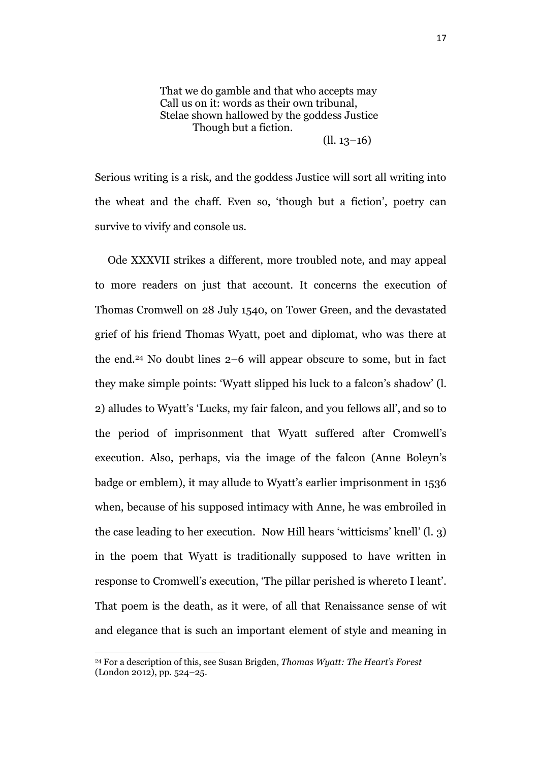> That we do gamble and that who accepts may
> Call us on it: words as their own tribunal,
> Stelae shown hallowed by the goddess Justice
> &nbsp;&nbsp;&nbsp;&nbsp;&nbsp;&nbsp;&nbsp;&nbsp;Though but a fiction.
>
> (ll. 13–16)

Serious writing is a risk, and the goddess Justice will sort all writing into the wheat and the chaff. Even so, 'though but a fiction', poetry can survive to vivify and console us.

Ode XXXVII strikes a different, more troubled note, and may appeal to more readers on just that account. It concerns the execution of Thomas Cromwell on 28 July 1540, on Tower Green, and the devastated grief of his friend Thomas Wyatt, poet and diplomat, who was there at the end.[24] No doubt lines 2–6 will appear obscure to some, but in fact they make simple points: 'Wyatt slipped his luck to a falcon's shadow' (l. 2) alludes to Wyatt's 'Lucks, my fair falcon, and you fellows all', and so to the period of imprisonment that Wyatt suffered after Cromwell's execution. Also, perhaps, via the image of the falcon (Anne Boleyn's badge or emblem), it may allude to Wyatt's earlier imprisonment in 1536 when, because of his supposed intimacy with Anne, he was embroiled in the case leading to her execution. Now Hill hears 'witticisms' knell' (l. 3) in the poem that Wyatt is traditionally supposed to have written in response to Cromwell's execution, 'The pillar perished is whereto I leant'. That poem is the death, as it were, of all that Renaissance sense of wit and elegance that is such an important element of style and meaning in

[24] For a description of this, see Susan Brigden, *Thomas Wyatt: The Heart's Forest* (London 2012), pp. 524–25.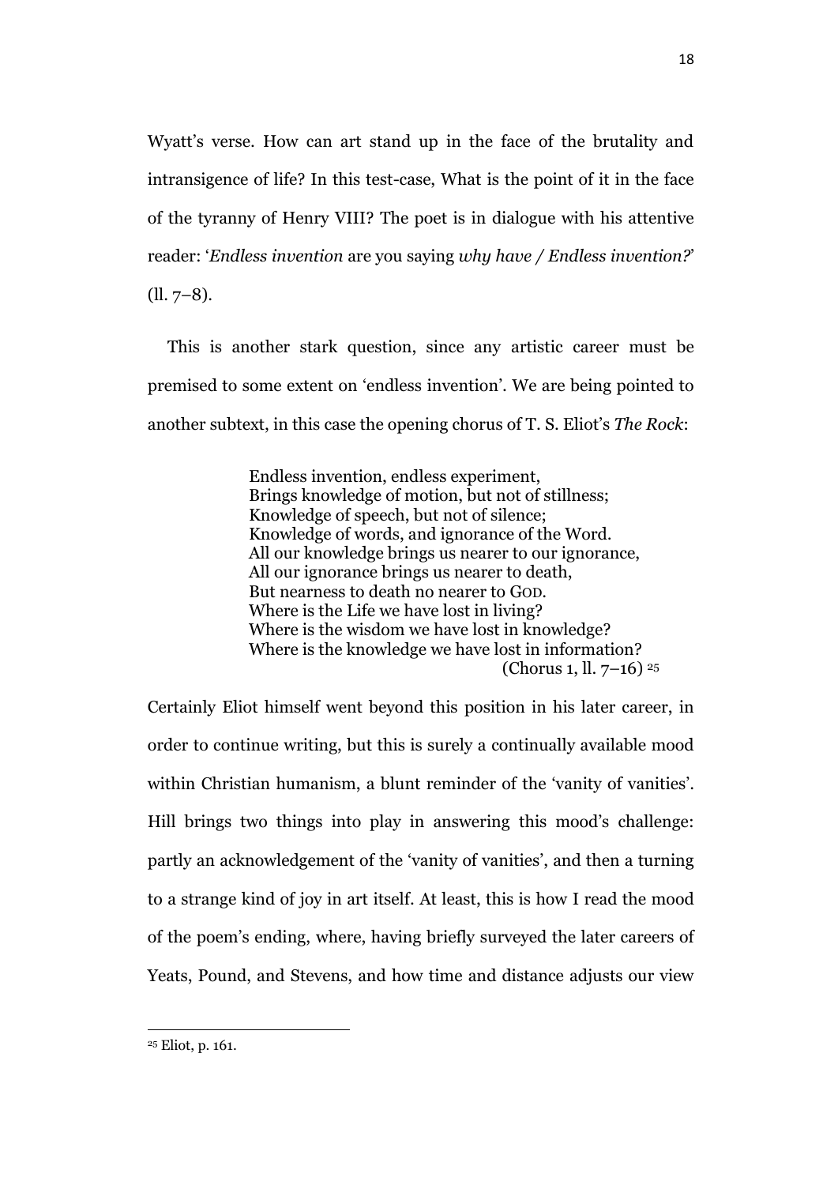Wyatt's verse. How can art stand up in the face of the brutality and intransigence of life? In this test-case, What is the point of it in the face of the tyranny of Henry VIII? The poet is in dialogue with his attentive reader: '*Endless invention* are you saying *why have / Endless invention?*' (ll. 7–8).

This is another stark question, since any artistic career must be premised to some extent on 'endless invention'. We are being pointed to another subtext, in this case the opening chorus of T. S. Eliot's *The Rock*:

> Endless invention, endless experiment,
> Brings knowledge of motion, but not of stillness;
> Knowledge of speech, but not of silence;
> Knowledge of words, and ignorance of the Word.
> All our knowledge brings us nearer to our ignorance,
> All our ignorance brings us nearer to death,
> But nearness to death no nearer to GOD.
> Where is the Life we have lost in living?
> Where is the wisdom we have lost in knowledge?
> Where is the knowledge we have lost in information?
> (Chorus 1, ll. 7–16) [25]

Certainly Eliot himself went beyond this position in his later career, in order to continue writing, but this is surely a continually available mood within Christian humanism, a blunt reminder of the 'vanity of vanities'. Hill brings two things into play in answering this mood's challenge: partly an acknowledgement of the 'vanity of vanities', and then a turning to a strange kind of joy in art itself. At least, this is how I read the mood of the poem's ending, where, having briefly surveyed the later careers of Yeats, Pound, and Stevens, and how time and distance adjusts our view

---

[25] Eliot, p. 161.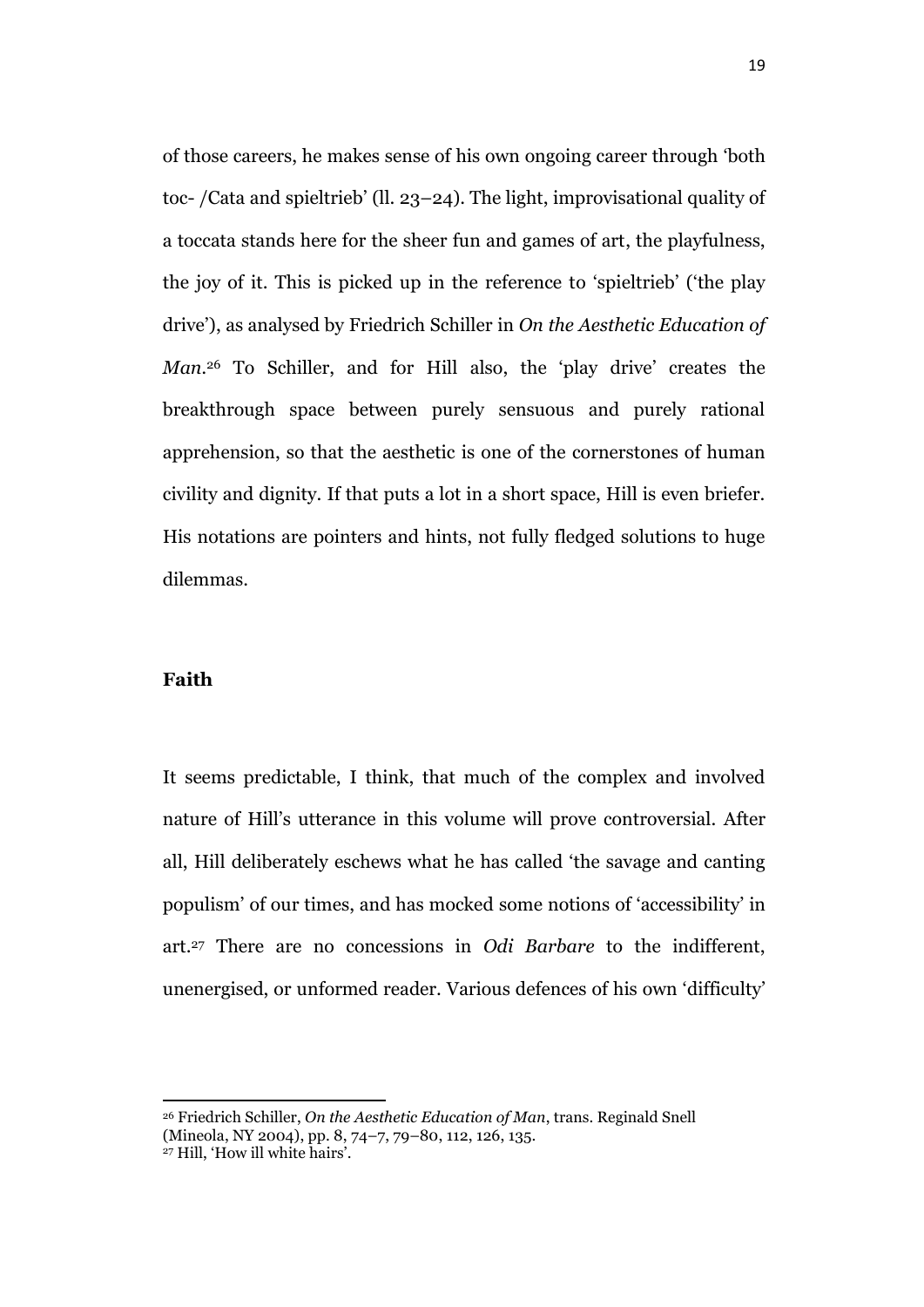of those careers, he makes sense of his own ongoing career through 'both toc- /Cata and spieltrieb' (ll. 23–24). The light, improvisational quality of a toccata stands here for the sheer fun and games of art, the playfulness, the joy of it. This is picked up in the reference to 'spieltrieb' ('the play drive'), as analysed by Friedrich Schiller in *On the Aesthetic Education of Man*.[26] To Schiller, and for Hill also, the 'play drive' creates the breakthrough space between purely sensuous and purely rational apprehension, so that the aesthetic is one of the cornerstones of human civility and dignity. If that puts a lot in a short space, Hill is even briefer. His notations are pointers and hints, not fully fledged solutions to huge dilemmas.

## Faith

It seems predictable, I think, that much of the complex and involved nature of Hill's utterance in this volume will prove controversial. After all, Hill deliberately eschews what he has called 'the savage and canting populism' of our times, and has mocked some notions of 'accessibility' in art.[27] There are no concessions in *Odi Barbare* to the indifferent, unenergised, or unformed reader. Various defences of his own 'difficulty'

---

[26] Friedrich Schiller, *On the Aesthetic Education of Man*, trans. Reginald Snell (Mineola, NY 2004), pp. 8, 74–7, 79–80, 112, 126, 135.

[27] Hill, 'How ill white hairs'.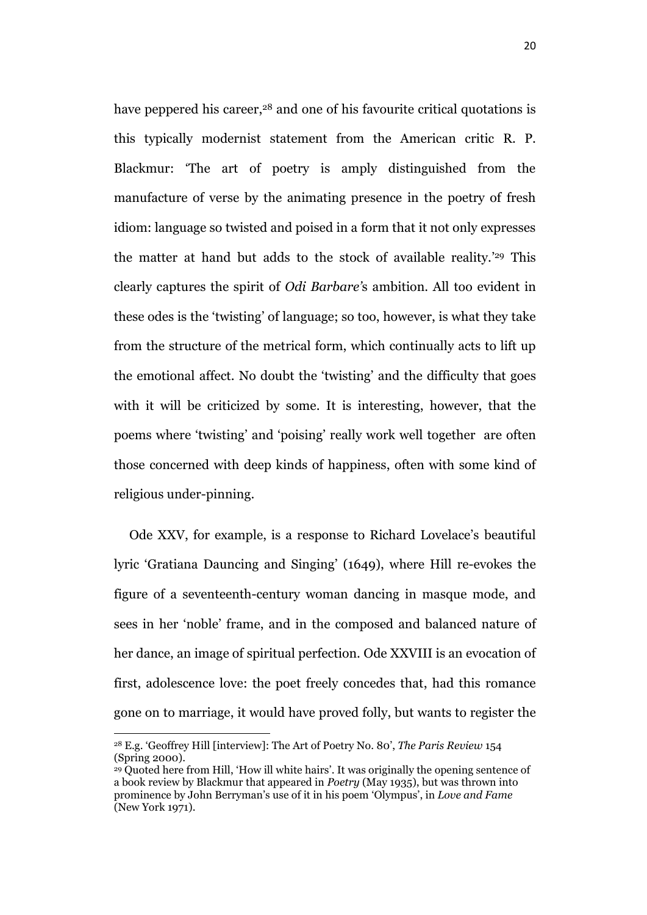have peppered his career,[28] and one of his favourite critical quotations is this typically modernist statement from the American critic R. P. Blackmur: 'The art of poetry is amply distinguished from the manufacture of verse by the animating presence in the poetry of fresh idiom: language so twisted and poised in a form that it not only expresses the matter at hand but adds to the stock of available reality.'[29] This clearly captures the spirit of *Odi Barbare*'s ambition. All too evident in these odes is the 'twisting' of language; so too, however, is what they take from the structure of the metrical form, which continually acts to lift up the emotional affect. No doubt the 'twisting' and the difficulty that goes with it will be criticized by some. It is interesting, however, that the poems where 'twisting' and 'poising' really work well together are often those concerned with deep kinds of happiness, often with some kind of religious under-pinning.

Ode XXV, for example, is a response to Richard Lovelace's beautiful lyric 'Gratiana Dauncing and Singing' (1649), where Hill re-evokes the figure of a seventeenth-century woman dancing in masque mode, and sees in her 'noble' frame, and in the composed and balanced nature of her dance, an image of spiritual perfection. Ode XXVIII is an evocation of first, adolescence love: the poet freely concedes that, had this romance gone on to marriage, it would have proved folly, but wants to register the

---

[28] E.g. 'Geoffrey Hill [interview]: The Art of Poetry No. 80', *The Paris Review* 154 (Spring 2000).

[29] Quoted here from Hill, 'How ill white hairs'. It was originally the opening sentence of a book review by Blackmur that appeared in *Poetry* (May 1935), but was thrown into prominence by John Berryman's use of it in his poem 'Olympus', in *Love and Fame* (New York 1971).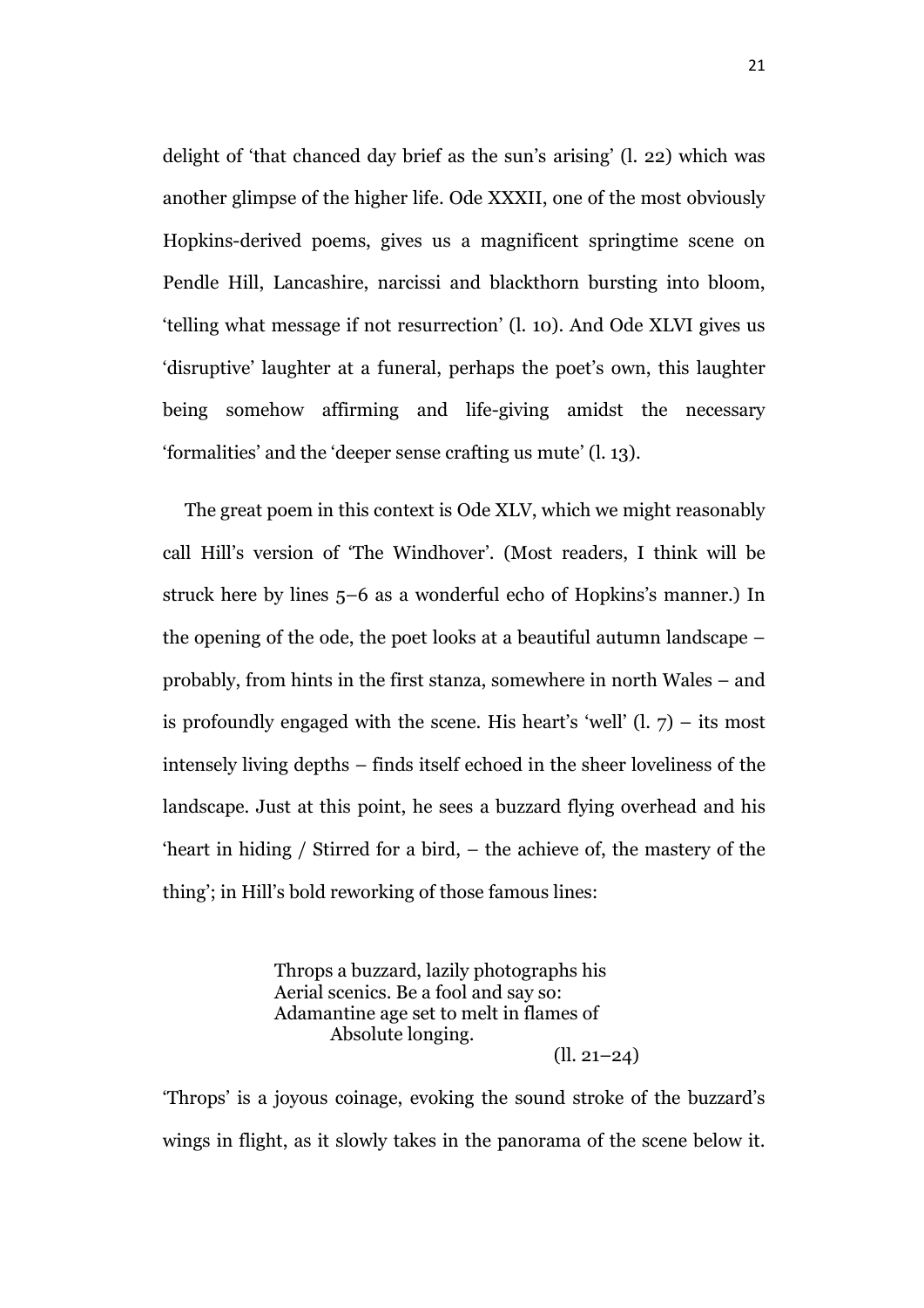delight of 'that chanced day brief as the sun's arising' (l. 22) which was another glimpse of the higher life. Ode XXXII, one of the most obviously Hopkins-derived poems, gives us a magnificent springtime scene on Pendle Hill, Lancashire, narcissi and blackthorn bursting into bloom, 'telling what message if not resurrection' (l. 10). And Ode XLVI gives us 'disruptive' laughter at a funeral, perhaps the poet's own, this laughter being somehow affirming and life-giving amidst the necessary 'formalities' and the 'deeper sense crafting us mute' (l. 13).

The great poem in this context is Ode XLV, which we might reasonably call Hill's version of 'The Windhover'. (Most readers, I think will be struck here by lines 5–6 as a wonderful echo of Hopkins's manner.) In the opening of the ode, the poet looks at a beautiful autumn landscape – probably, from hints in the first stanza, somewhere in north Wales – and is profoundly engaged with the scene. His heart's 'well' (l. 7) – its most intensely living depths – finds itself echoed in the sheer loveliness of the landscape. Just at this point, he sees a buzzard flying overhead and his 'heart in hiding / Stirred for a bird, – the achieve of, the mastery of the thing'; in Hill's bold reworking of those famous lines:

> Throps a buzzard, lazily photographs his
> Aerial scenics. Be a fool and say so:
> Adamantine age set to melt in flames of
> &nbsp;&nbsp;&nbsp;&nbsp;&nbsp;&nbsp;&nbsp;&nbsp;Absolute longing.
>
> (ll. 21–24)

'Throps' is a joyous coinage, evoking the sound stroke of the buzzard's wings in flight, as it slowly takes in the panorama of the scene below it.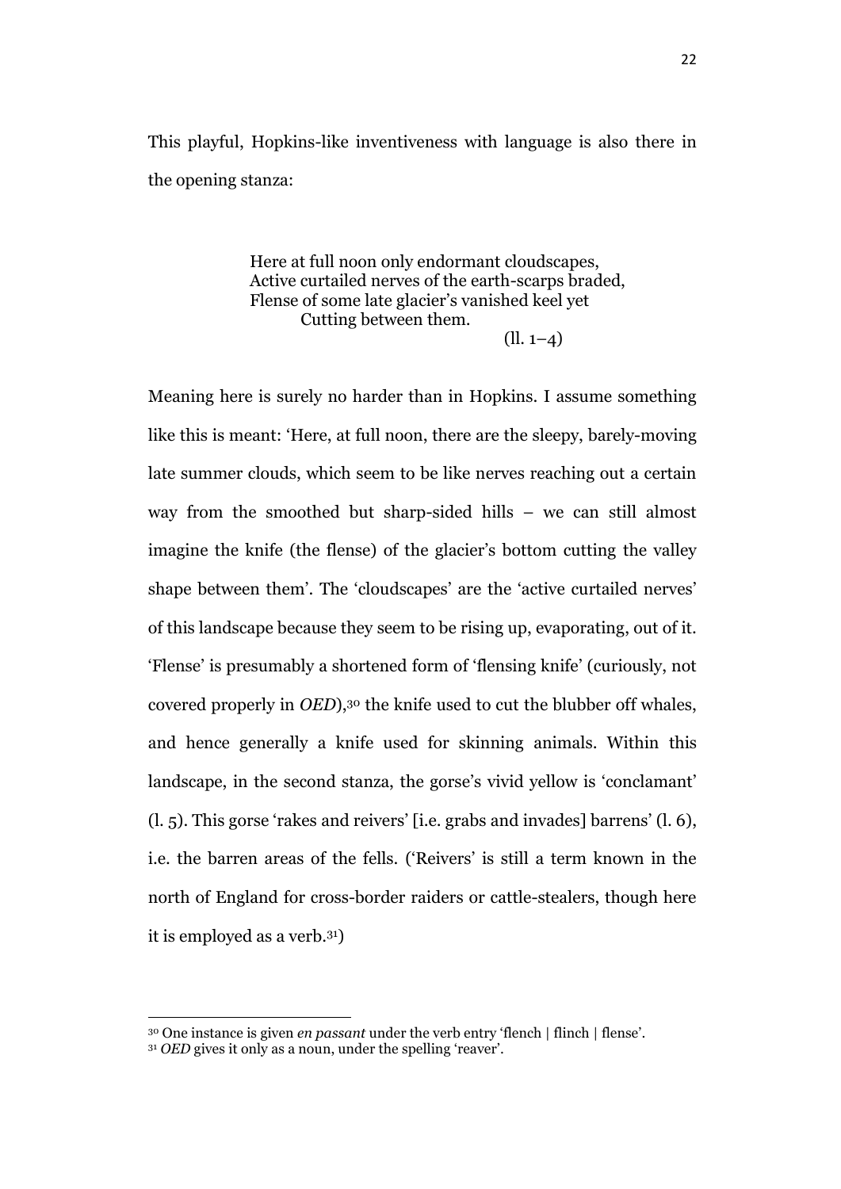This playful, Hopkins-like inventiveness with language is also there in the opening stanza:

> Here at full noon only endormant cloudscapes,  
> Active curtailed nerves of the earth-scarps braded,  
> Flense of some late glacier's vanished keel yet  
> &nbsp;&nbsp;&nbsp;&nbsp;&nbsp;&nbsp;&nbsp;&nbsp;Cutting between them.  
> &nbsp;&nbsp;&nbsp;&nbsp;&nbsp;&nbsp;&nbsp;&nbsp;&nbsp;&nbsp;&nbsp;&nbsp;&nbsp;&nbsp;&nbsp;&nbsp;&nbsp;&nbsp;&nbsp;&nbsp;&nbsp;&nbsp;&nbsp;&nbsp;&nbsp;&nbsp;&nbsp;&nbsp;&nbsp;&nbsp;&nbsp;&nbsp;&nbsp;&nbsp;&nbsp;&nbsp;&nbsp;&nbsp;&nbsp;&nbsp;(ll. 1–4)

Meaning here is surely no harder than in Hopkins. I assume something like this is meant: 'Here, at full noon, there are the sleepy, barely-moving late summer clouds, which seem to be like nerves reaching out a certain way from the smoothed but sharp-sided hills – we can still almost imagine the knife (the flense) of the glacier's bottom cutting the valley shape between them'. The 'cloudscapes' are the 'active curtailed nerves' of this landscape because they seem to be rising up, evaporating, out of it. 'Flense' is presumably a shortened form of 'flensing knife' (curiously, not covered properly in *OED*),[30] the knife used to cut the blubber off whales, and hence generally a knife used for skinning animals. Within this landscape, in the second stanza, the gorse's vivid yellow is 'conclamant' (l. 5). This gorse 'rakes and reivers' [i.e. grabs and invades] barrens' (l. 6), i.e. the barren areas of the fells. ('Reivers' is still a term known in the north of England for cross-border raiders or cattle-stealers, though here it is employed as a verb.[31])

---

[30] One instance is given *en passant* under the verb entry 'flench | flinch | flense'.

[31] *OED* gives it only as a noun, under the spelling 'reaver'.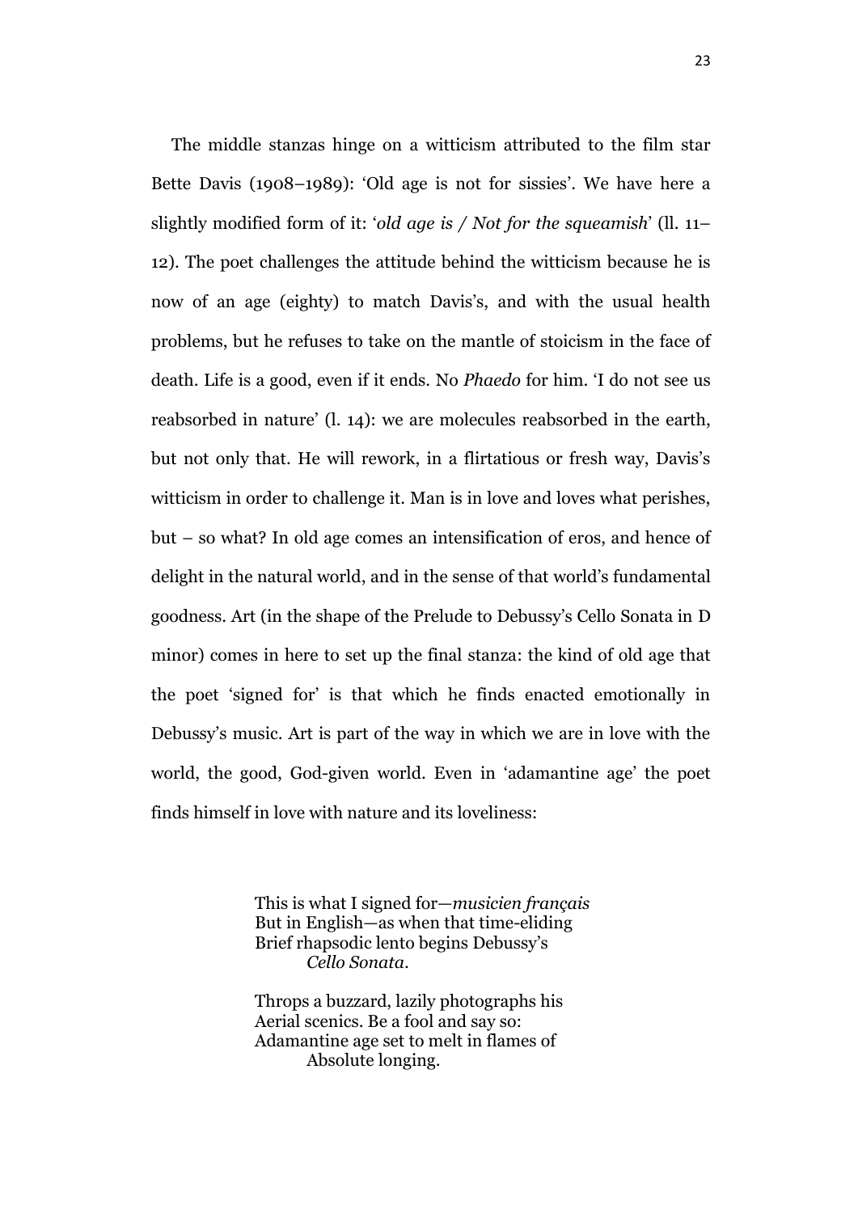The middle stanzas hinge on a witticism attributed to the film star Bette Davis (1908–1989): 'Old age is not for sissies'. We have here a slightly modified form of it: '*old age is / Not for the squeamish*' (ll. 11–12). The poet challenges the attitude behind the witticism because he is now of an age (eighty) to match Davis's, and with the usual health problems, but he refuses to take on the mantle of stoicism in the face of death. Life is a good, even if it ends. No *Phaedo* for him. 'I do not see us reabsorbed in nature' (l. 14): we are molecules reabsorbed in the earth, but not only that. He will rework, in a flirtatious or fresh way, Davis's witticism in order to challenge it. Man is in love and loves what perishes, but – so what? In old age comes an intensification of eros, and hence of delight in the natural world, and in the sense of that world's fundamental goodness. Art (in the shape of the Prelude to Debussy's Cello Sonata in D minor) comes in here to set up the final stanza: the kind of old age that the poet 'signed for' is that which he finds enacted emotionally in Debussy's music. Art is part of the way in which we are in love with the world, the good, God-given world. Even in 'adamantine age' the poet finds himself in love with nature and its loveliness:

> This is what I signed for—*musicien français*  
> But in English—as when that time-eliding  
> Brief rhapsodic lento begins Debussy's  
> *Cello Sonata*.
>
> Throps a buzzard, lazily photographs his  
> Aerial scenics. Be a fool and say so:  
> Adamantine age set to melt in flames of  
> Absolute longing.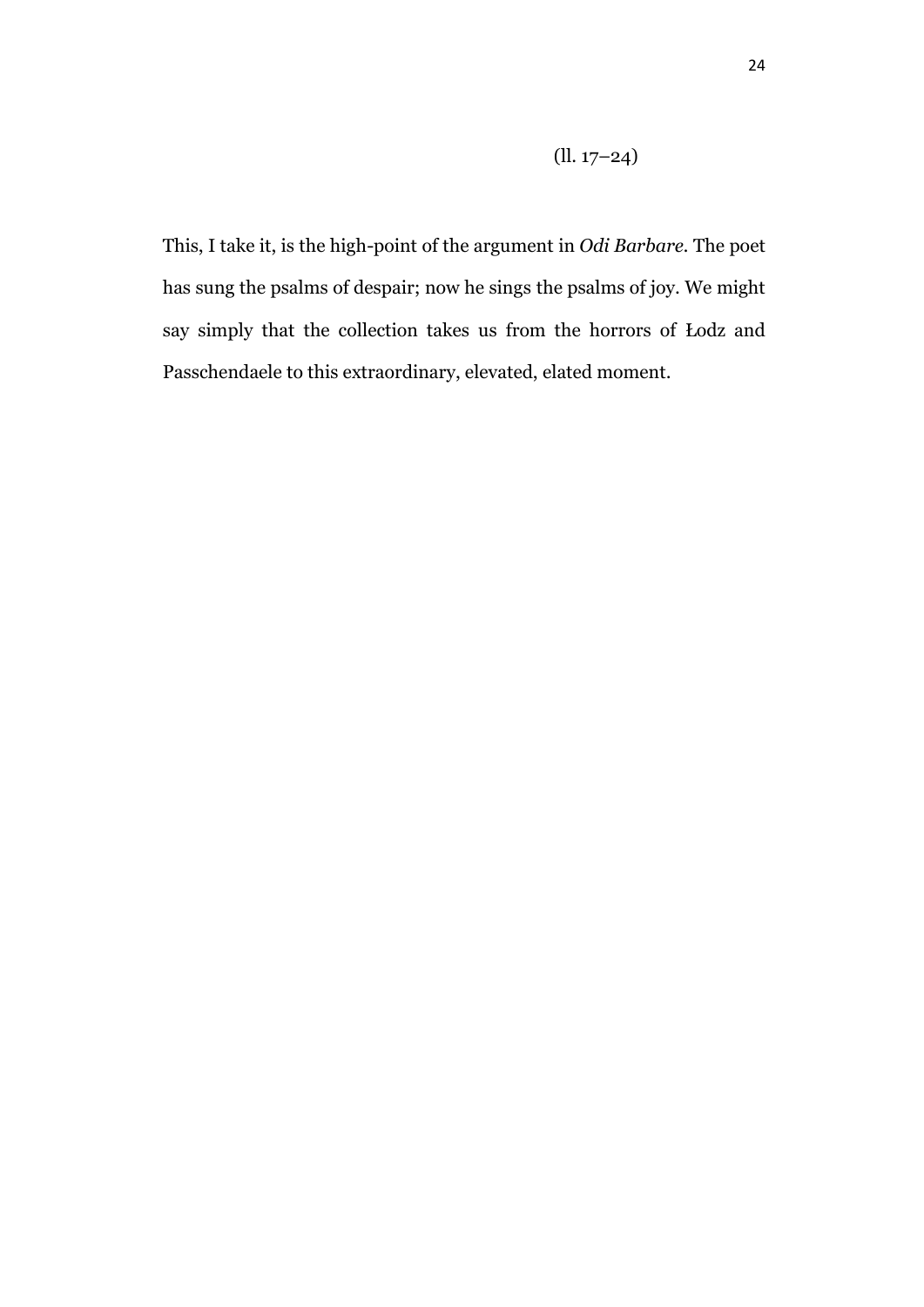(ll. 17–24)

This, I take it, is the high-point of the argument in *Odi Barbare*. The poet has sung the psalms of despair; now he sings the psalms of joy. We might say simply that the collection takes us from the horrors of Łodz and Passchendaele to this extraordinary, elevated, elated moment.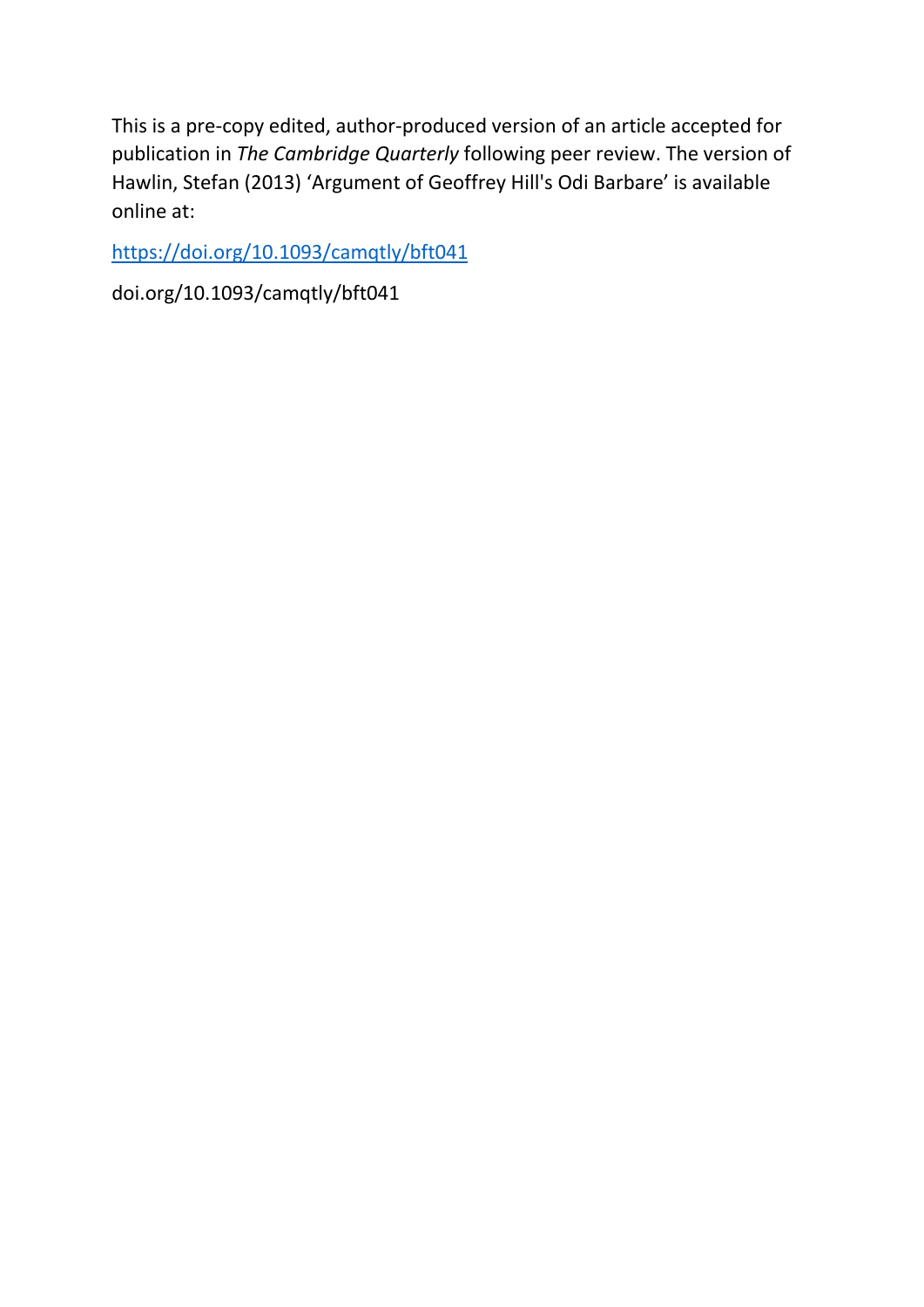This is a pre-copy edited, author-produced version of an article accepted for publication in *The Cambridge Quarterly* following peer review. The version of Hawlin, Stefan (2013) 'Argument of Geoffrey Hill's Odi Barbare' is available online at:

[https://doi.org/10.1093/camqtly/bft041](https://doi.org/10.1093/camqtly/bft041)

doi.org/10.1093/camqtly/bft041